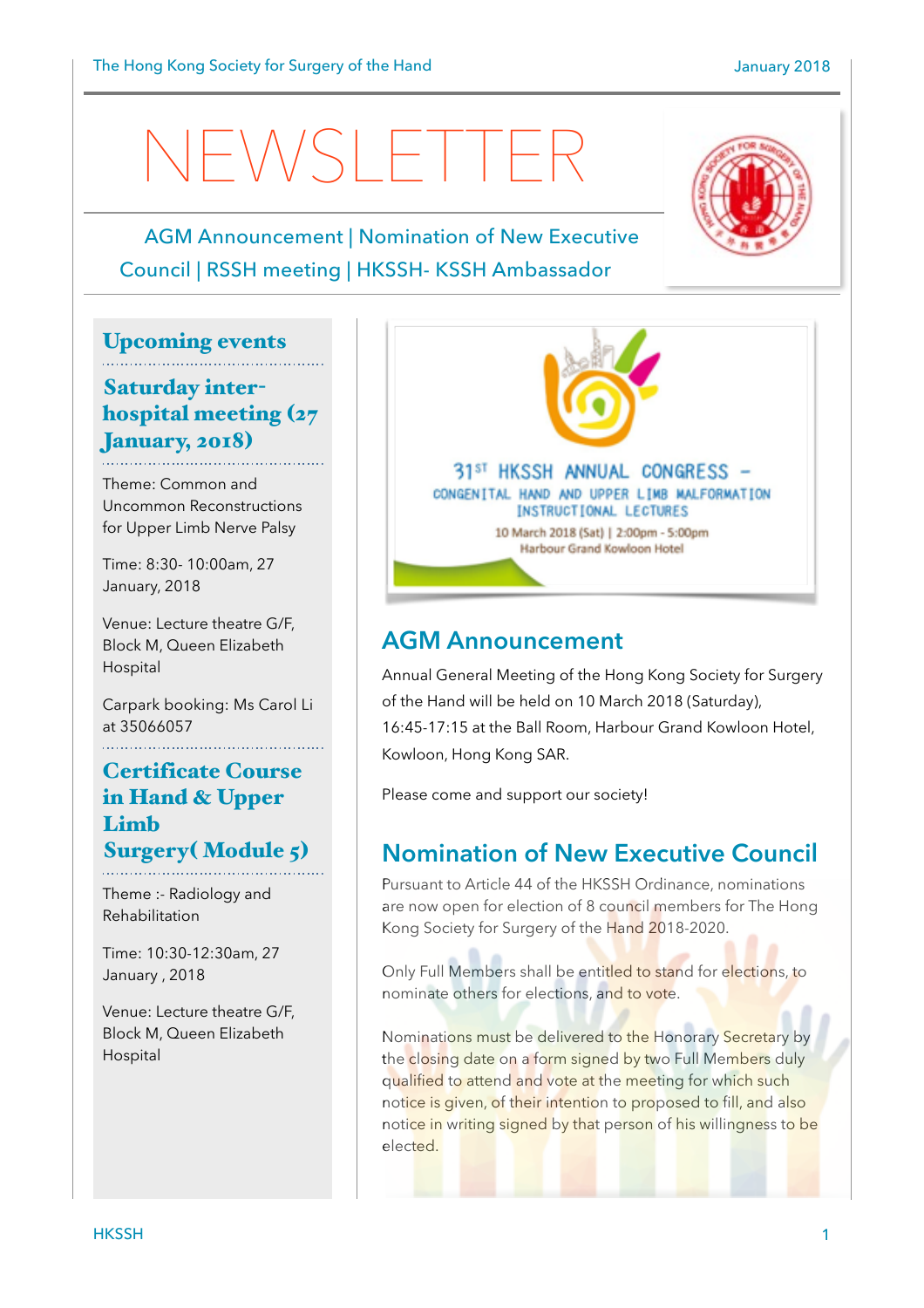# NEWSLETTER

AGM Announcement | Nomination of New Executive Council | RSSH meeting | HKSSH- KSSH Ambassador

## Upcoming events

### Saturday inter-hospital meeting (27 January, 2018)

Theme: Common and Uncommon Reconstructions for Upper Limb Nerve Palsy

Time: 8:30- 10:00am, 27 January, 2018

Venue: Lecture theatre G/F, Block M, Queen Elizabeth Hospital

Carpark booking: Ms Carol Li at 35066057

### Certificate Course in Hand & Upper Limb Surgery( Module 5)

Theme :- Radiology and Rehabilitation

Time: 10:30-12:30am, 27 January , 2018

Venue: Lecture theatre G/F, Block M, Queen Elizabeth Hospital

31ST HKSSH ANNUAL CONGRESS – CONGENITAL HAND AND UPPER LIMB MALFORMATION INSTRUCTIONAL LECTURES

10 March 2018 (Sat) | 2:00pm - 5:00pm
Harbour Grand Kowloon Hotel

## AGM Announcement

Annual General Meeting of the Hong Kong Society for Surgery of the Hand will be held on 10 March 2018 (Saturday), 16:45-17:15 at the Ball Room, Harbour Grand Kowloon Hotel, Kowloon, Hong Kong SAR.

Please come and support our society!

## Nomination of New Executive Council

Pursuant to Article 44 of the HKSSH Ordinance, nominations are now open for election of 8 council members for The Hong Kong Society for Surgery of the Hand 2018-2020.

Only Full Members shall be entitled to stand for elections, to nominate others for elections, and to vote.

Nominations must be delivered to the Honorary Secretary by the closing date on a form signed by two Full Members duly qualified to attend and vote at the meeting for which such notice is given, of their intention to proposed to fill, and also notice in writing signed by that person of his willingness to be elected.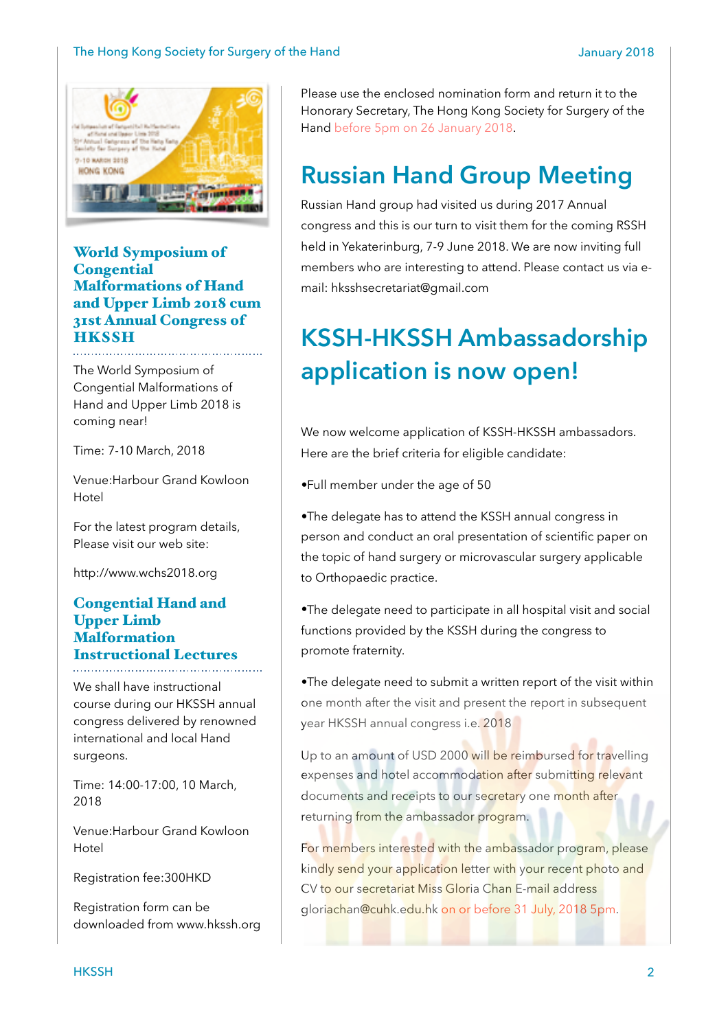## World Symposium of Congential Malformations of Hand and Upper Limb 2018 cum 31st Annual Congress of HKSSH

The World Symposium of Congential Malformations of Hand and Upper Limb 2018 is coming near!

Time: 7-10 March, 2018

Venue:Harbour Grand Kowloon Hotel

For the latest program details, Please visit our web site:

http://www.wchs2018.org

## Congential Hand and Upper Limb Malformation Instructional Lectures

We shall have instructional course during our HKSSH annual congress delivered by renowned international and local Hand surgeons.

Time: 14:00-17:00, 10 March, 2018

Venue:Harbour Grand Kowloon Hotel

Registration fee:300HKD

Registration form can be downloaded from www.hkssh.org

Please use the enclosed nomination form and return it to the Honorary Secretary, The Hong Kong Society for Surgery of the Hand before 5pm on 26 January 2018.

# Russian Hand Group Meeting

Russian Hand group had visited us during 2017 Annual congress and this is our turn to visit them for the coming RSSH held in Yekaterinburg, 7-9 June 2018. We are now inviting full members who are interesting to attend. Please contact us via e-mail: hksshsecretariat@gmail.com

# KSSH-HKSSH Ambassadorship application is now open!

We now welcome application of KSSH-HKSSH ambassadors. Here are the brief criteria for eligible candidate:

•Full member under the age of 50

•The delegate has to attend the KSSH annual congress in person and conduct an oral presentation of scientific paper on the topic of hand surgery or microvascular surgery applicable to Orthopaedic practice.

•The delegate need to participate in all hospital visit and social functions provided by the KSSH during the congress to promote fraternity.

•The delegate need to submit a written report of the visit within one month after the visit and present the report in subsequent year HKSSH annual congress i.e. 2018

Up to an amount of USD 2000 will be reimbursed for travelling expenses and hotel accommodation after submitting relevant documents and receipts to our secretary one month after returning from the ambassador program.

For members interested with the ambassador program, please kindly send your application letter with your recent photo and CV to our secretariat Miss Gloria Chan E-mail address gloriachan@cuhk.edu.hk on or before 31 July, 2018 5pm.